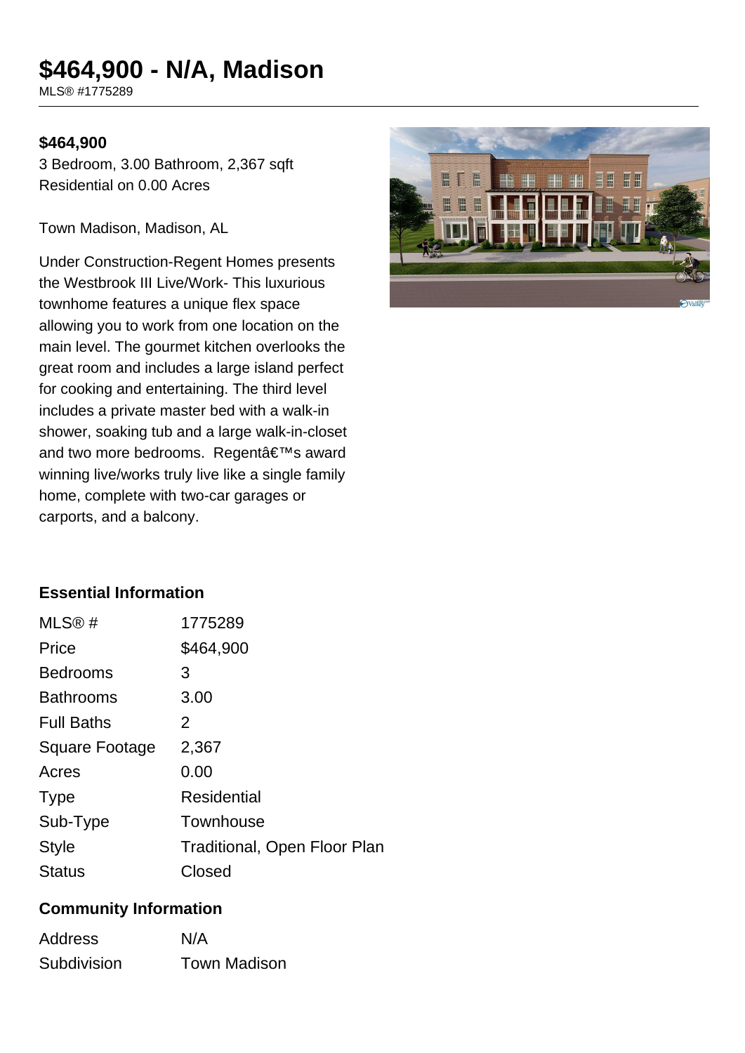# $464,900 - N/A, Madison

MLS® #1775289

**$464,900**

3 Bedroom, 3.00 Bathroom, 2,367 sqft
Residential on 0.00 Acres

Town Madison, Madison, AL

Under Construction-Regent Homes presents the Westbrook III Live/Work- This luxurious townhome features a unique flex space allowing you to work from one location on the main level. The gourmet kitchen overlooks the great room and includes a large island perfect for cooking and entertaining. The third level includes a private master bed with a walk-in shower, soaking tub and a large walk-in-closet and two more bedrooms. Regentâ€™s award winning live/works truly live like a single family home, complete with two-car garages or carports, and a balcony.

## Essential Information

| | |
|---|---|
| MLS® # | 1775289 |
| Price | $464,900 |
| Bedrooms | 3 |
| Bathrooms | 3.00 |
| Full Baths | 2 |
| Square Footage | 2,367 |
| Acres | 0.00 |
| Type | Residential |
| Sub-Type | Townhouse |
| Style | Traditional, Open Floor Plan |
| Status | Closed |

## Community Information

| | |
|---|---|
| Address | N/A |
| Subdivision | Town Madison |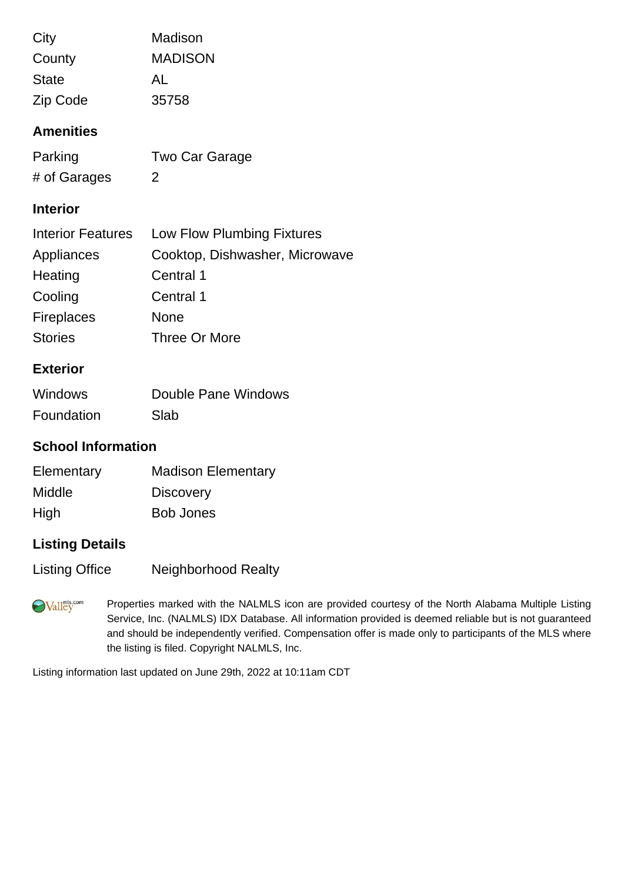| | |
|---|---|
| City | Madison |
| County | MADISON |
| State | AL |
| Zip Code | 35758 |

### Amenities

| | |
|---|---|
| Parking | Two Car Garage |
| # of Garages | 2 |

### Interior

| | |
|---|---|
| Interior Features | Low Flow Plumbing Fixtures |
| Appliances | Cooktop, Dishwasher, Microwave |
| Heating | Central 1 |
| Cooling | Central 1 |
| Fireplaces | None |
| Stories | Three Or More |

### Exterior

| | |
|---|---|
| Windows | Double Pane Windows |
| Foundation | Slab |

### School Information

| | |
|---|---|
| Elementary | Madison Elementary |
| Middle | Discovery |
| High | Bob Jones |

### Listing Details

| | |
|---|---|
| Listing Office | Neighborhood Realty |

Properties marked with the NALMLS icon are provided courtesy of the North Alabama Multiple Listing Service, Inc. (NALMLS) IDX Database. All information provided is deemed reliable but is not guaranteed and should be independently verified. Compensation offer is made only to participants of the MLS where the listing is filed. Copyright NALMLS, Inc.

Listing information last updated on June 29th, 2022 at 10:11am CDT